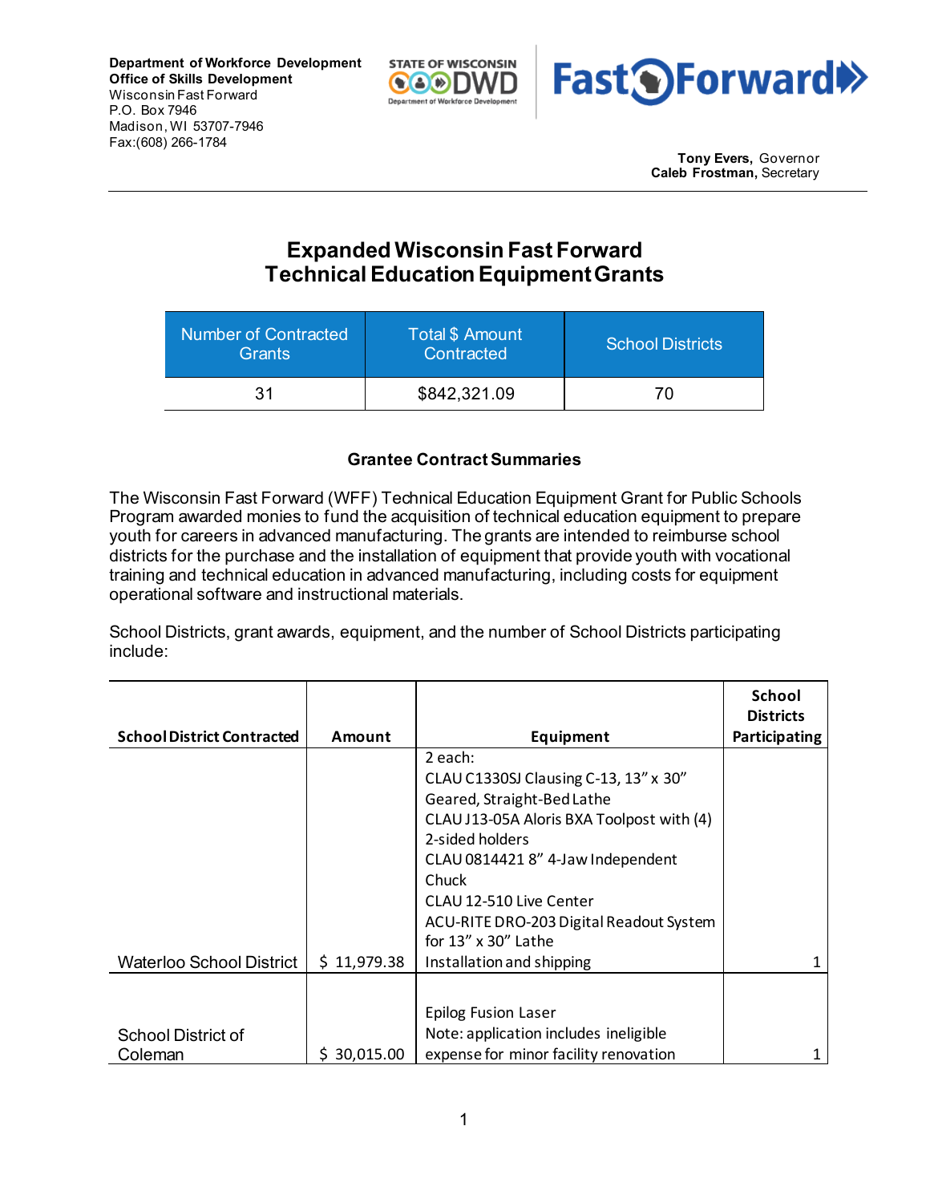Department of Workforce Development
**Office of Skills Development**
Wisconsin Fast Forward
P.O. Box 7946
Madison, WI 53707-7946
Fax:(608) 266-1784

**Tony Evers,** Governor
**Caleb Frostman,** Secretary

# Expanded Wisconsin Fast Forward Technical Education Equipment Grants

| Number of Contracted Grants | Total $ Amount Contracted | School Districts |
|---|---|---|
| 31 | $842,321.09 | 70 |

### Grantee Contract Summaries

The Wisconsin Fast Forward (WFF) Technical Education Equipment Grant for Public Schools Program awarded monies to fund the acquisition of technical education equipment to prepare youth for careers in advanced manufacturing. The grants are intended to reimburse school districts for the purchase and the installation of equipment that provide youth with vocational training and technical education in advanced manufacturing, including costs for equipment operational software and instructional materials.

School Districts, grant awards, equipment, and the number of School Districts participating include:

| School District Contracted | Amount | Equipment | School Districts Participating |
|---|---|---|---|
| Waterloo School District | $ 11,979.38 | 2 each:<br>CLAU C1330SJ Clausing C-13, 13" x 30" Geared, Straight-Bed Lathe<br>CLAU J13-05A Aloris BXA Toolpost with (4) 2-sided holders<br>CLAU 0814421 8" 4-Jaw Independent Chuck<br>CLAU 12-510 Live Center<br>ACU-RITE DRO-203 Digital Readout System for 13" x 30" Lathe<br>Installation and shipping | 1 |
| School District of Coleman | $ 30,015.00 | Epilog Fusion Laser<br>Note: application includes ineligible expense for minor facility renovation | 1 |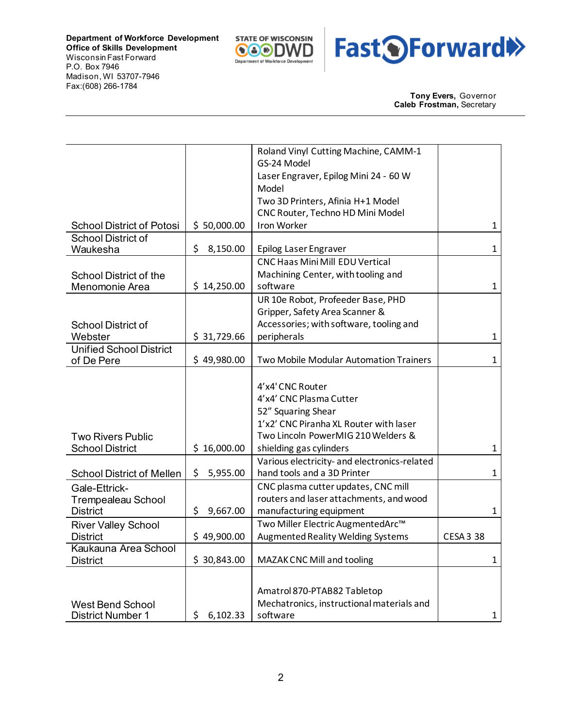| | | | |
|---|---|---|---|
| School District of Potosi | $ 50,000.00 | Roland Vinyl Cutting Machine, CAMM-1 GS-24 Model<br>Laser Engraver, Epilog Mini 24 - 60 W Model<br>Two 3D Printers, Afinia H+1 Model<br>CNC Router, Techno HD Mini Model<br>Iron Worker | 1 |
| School District of Waukesha | $ 8,150.00 | Epilog Laser Engraver | 1 |
| School District of the Menomonie Area | $ 14,250.00 | CNC Haas Mini Mill EDU Vertical Machining Center, with tooling and software | 1 |
| School District of Webster | $ 31,729.66 | UR 10e Robot, Profeeder Base, PHD Gripper, Safety Area Scanner & Accessories; with software, tooling and peripherals | 1 |
| Unified School District of De Pere | $ 49,980.00 | Two Mobile Modular Automation Trainers | 1 |
| Two Rivers Public School District | $ 16,000.00 | 4'x4' CNC Router<br>4'x4' CNC Plasma Cutter<br>52" Squaring Shear<br>1'x2' CNC Piranha XL Router with laser<br>Two Lincoln PowerMIG 210 Welders & shielding gas cylinders | 1 |
| School District of Mellen | $ 5,955.00 | Various electricity- and electronics-related hand tools and a 3D Printer | 1 |
| Gale-Ettrick-Trempealeau School District | $ 9,667.00 | CNC plasma cutter updates, CNC mill routers and laser attachments, and wood manufacturing equipment | 1 |
| River Valley School District | $ 49,900.00 | Two Miller Electric AugmentedArc™ Augmented Reality Welding Systems | CESA 3 38 |
| Kaukauna Area School District | $ 30,843.00 | MAZAK CNC Mill and tooling | 1 |
| West Bend School District Number 1 | $ 6,102.33 | Amatrol 870-PTAB82 Tabletop Mechatronics, instructional materials and software | 1 |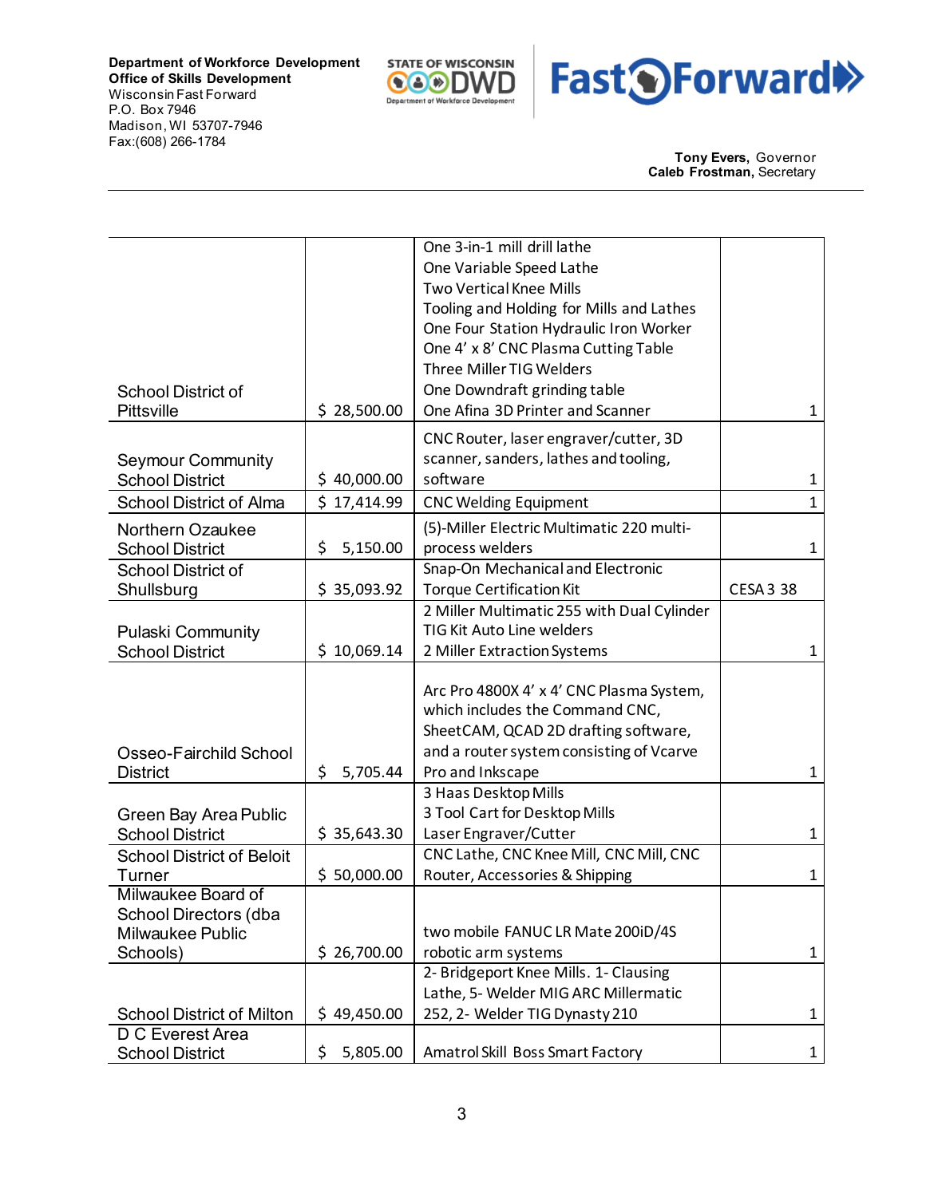| | | | |
|---|---|---|---|
| School District of Pittsville | $ 28,500.00 | One 3-in-1 mill drill lathe<br>One Variable Speed Lathe<br>Two Vertical Knee Mills<br>Tooling and Holding for Mills and Lathes<br>One Four Station Hydraulic Iron Worker<br>One 4' x 8' CNC Plasma Cutting Table<br>Three Miller TIG Welders<br>One Downdraft grinding table<br>One Afina 3D Printer and Scanner | 1 |
| Seymour Community School District | $ 40,000.00 | CNC Router, laser engraver/cutter, 3D scanner, sanders, lathes and tooling, software | 1 |
| School District of Alma | $ 17,414.99 | CNC Welding Equipment | 1 |
| Northern Ozaukee School District | $ 5,150.00 | (5)-Miller Electric Multimatic 220 multi-process welders | 1 |
| School District of Shullsburg | $ 35,093.92 | Snap-On Mechanical and Electronic Torque Certification Kit | CESA 3 38 |
| Pulaski Community School District | $ 10,069.14 | 2 Miller Multimatic 255 with Dual Cylinder TIG Kit Auto Line welders<br>2 Miller Extraction Systems | 1 |
| Osseo-Fairchild School District | $ 5,705.44 | Arc Pro 4800X 4' x 4' CNC Plasma System, which includes the Command CNC, SheetCAM, QCAD 2D drafting software, and a router system consisting of Vcarve Pro and Inkscape | 1 |
| Green Bay Area Public School District | $ 35,643.30 | 3 Haas Desktop Mills<br>3 Tool Cart for Desktop Mills<br>Laser Engraver/Cutter | 1 |
| School District of Beloit Turner | $ 50,000.00 | CNC Lathe, CNC Knee Mill, CNC Mill, CNC Router, Accessories & Shipping | 1 |
| Milwaukee Board of School Directors (dba Milwaukee Public Schools) | $ 26,700.00 | two mobile FANUC LR Mate 200iD/4S robotic arm systems | 1 |
| School District of Milton | $ 49,450.00 | 2- Bridgeport Knee Mills. 1- Clausing Lathe, 5- Welder MIG ARC Millermatic 252, 2- Welder TIG Dynasty 210 | 1 |
| D C Everest Area School District | $ 5,805.00 | Amatrol Skill Boss Smart Factory | 1 |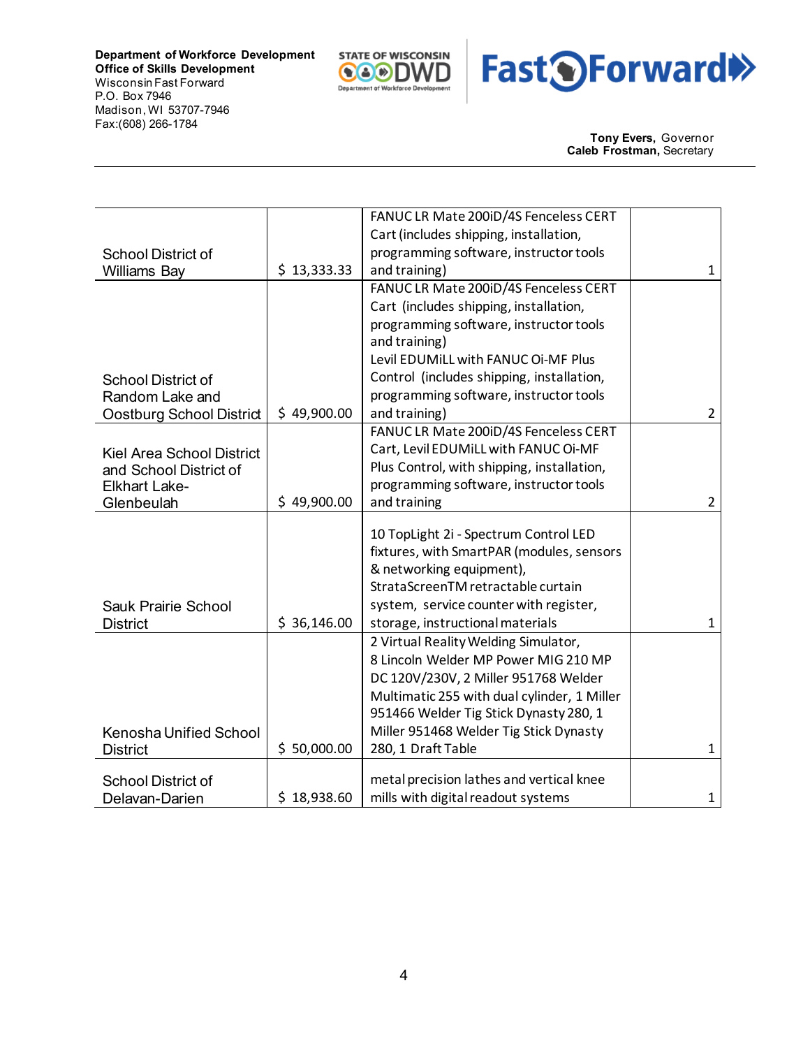Department of Workforce Development
**Office of Skills Development**
Wisconsin Fast Forward
P.O. Box 7946
Madison, WI 53707-7946
Fax:(608) 266-1784

**Tony Evers,** Governor
**Caleb Frostman,** Secretary

| | | | |
|---|---|---|---|
| School District of Williams Bay | $ 13,333.33 | FANUC LR Mate 200iD/4S Fenceless CERT Cart (includes shipping, installation, programming software, instructor tools and training) | 1 |
| School District of Random Lake and Oostburg School District | $ 49,900.00 | FANUC LR Mate 200iD/4S Fenceless CERT Cart (includes shipping, installation, programming software, instructor tools and training)<br>Levil EDUMiLL with FANUC Oi-MF Plus Control (includes shipping, installation, programming software, instructor tools and training) | 2 |
| Kiel Area School District and School District of Elkhart Lake-Glenbeulah | $ 49,900.00 | FANUC LR Mate 200iD/4S Fenceless CERT Cart, Levil EDUMiLL with FANUC Oi-MF Plus Control, with shipping, installation, programming software, instructor tools and training | 2 |
| Sauk Prairie School District | $ 36,146.00 | 10 TopLight 2i - Spectrum Control LED fixtures, with SmartPAR (modules, sensors & networking equipment), StrataScreenTM retractable curtain system, service counter with register, storage, instructional materials | 1 |
| Kenosha Unified School District | $ 50,000.00 | 2 Virtual Reality Welding Simulator, 8 Lincoln Welder MP Power MIG 210 MP DC 120V/230V, 2 Miller 951768 Welder Multimatic 255 with dual cylinder, 1 Miller 951466 Welder Tig Stick Dynasty 280, 1 Miller 951468 Welder Tig Stick Dynasty 280, 1 Draft Table | 1 |
| School District of Delavan-Darien | $ 18,938.60 | metal precision lathes and vertical knee mills with digital readout systems | 1 |